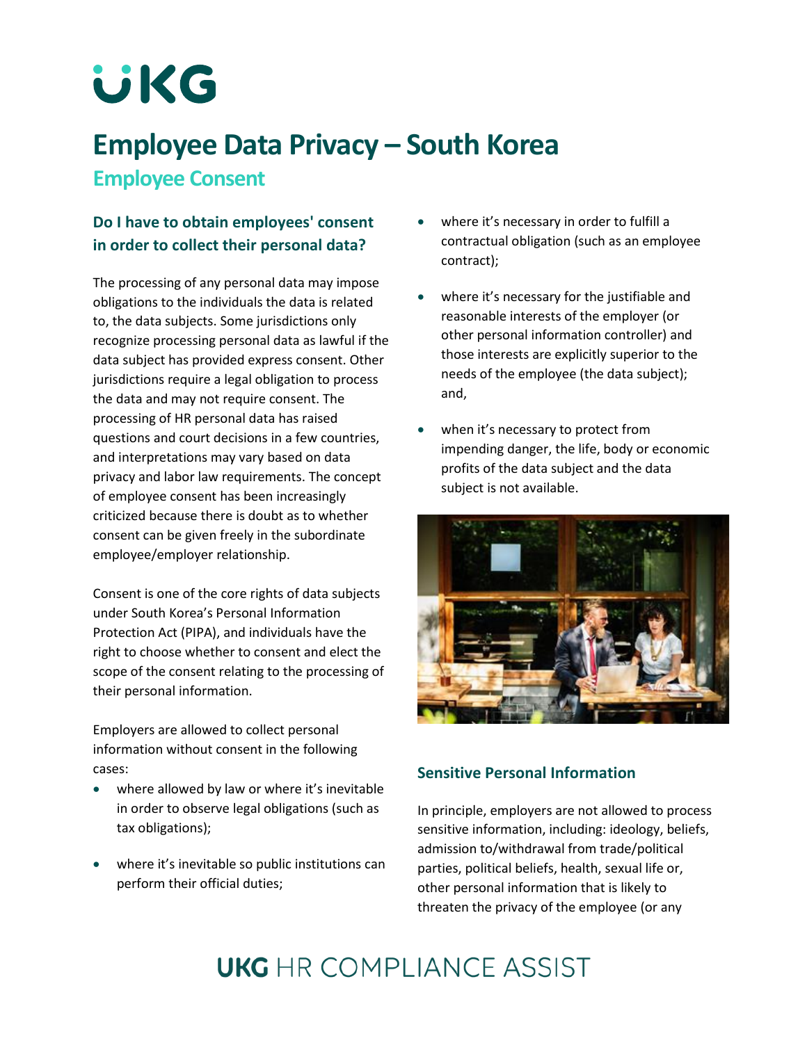# Employee Data Privacy – South Korea

## Employee Consent

### Do I have to obtain employees' consent in order to collect their personal data?

The processing of any personal data may impose obligations to the individuals the data is related to, the data subjects. Some jurisdictions only recognize processing personal data as lawful if the data subject has provided express consent. Other jurisdictions require a legal obligation to process the data and may not require consent. The processing of HR personal data has raised questions and court decisions in a few countries, and interpretations may vary based on data privacy and labor law requirements. The concept of employee consent has been increasingly criticized because there is doubt as to whether consent can be given freely in the subordinate employee/employer relationship.

Consent is one of the core rights of data subjects under South Korea's Personal Information Protection Act (PIPA), and individuals have the right to choose whether to consent and elect the scope of the consent relating to the processing of their personal information.

Employers are allowed to collect personal information without consent in the following cases:

- where allowed by law or where it's inevitable in order to observe legal obligations (such as tax obligations);
- where it's inevitable so public institutions can perform their official duties;
- where it's necessary in order to fulfill a contractual obligation (such as an employee contract);
- where it's necessary for the justifiable and reasonable interests of the employer (or other personal information controller) and those interests are explicitly superior to the needs of the employee (the data subject); and,
- when it's necessary to protect from impending danger, the life, body or economic profits of the data subject and the data subject is not available.

### Sensitive Personal Information

In principle, employers are not allowed to process sensitive information, including: ideology, beliefs, admission to/withdrawal from trade/political parties, political beliefs, health, sexual life or, other personal information that is likely to threaten the privacy of the employee (or any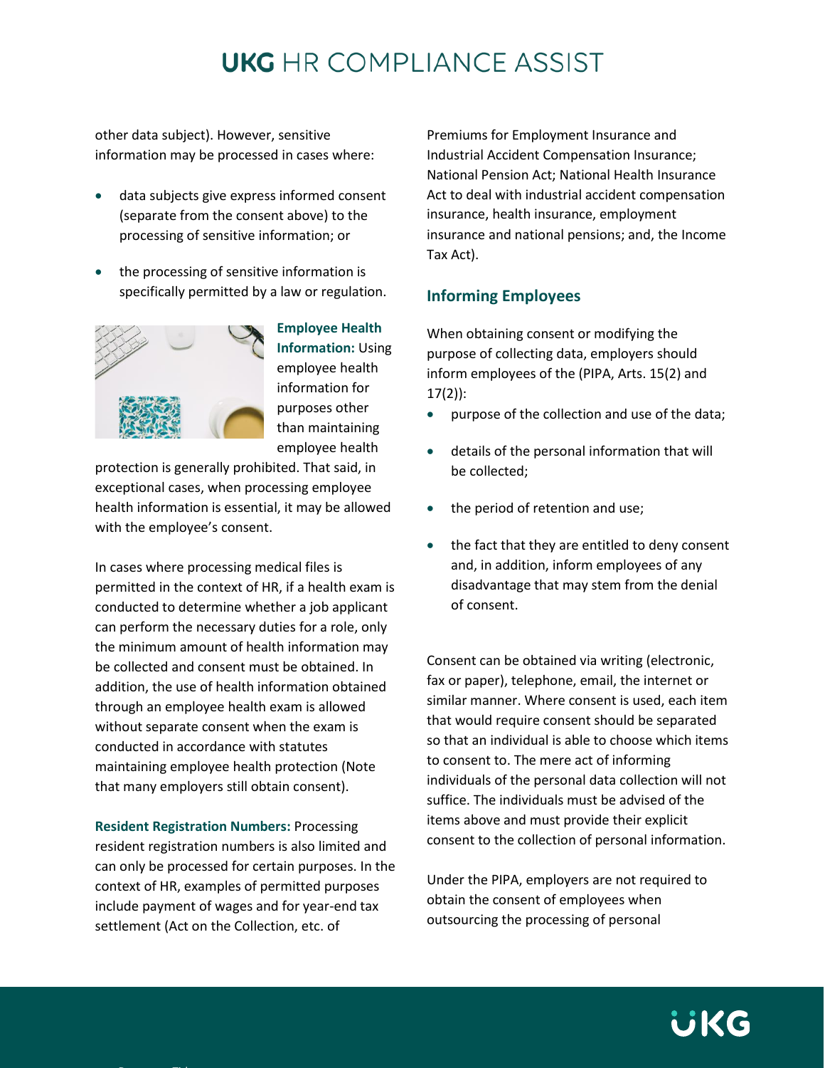other data subject). However, sensitive information may be processed in cases where:

- data subjects give express informed consent (separate from the consent above) to the processing of sensitive information; or
- the processing of sensitive information is specifically permitted by a law or regulation.

**Employee Health Information:** Using employee health information for purposes other than maintaining employee health protection is generally prohibited. That said, in exceptional cases, when processing employee health information is essential, it may be allowed with the employee's consent.

In cases where processing medical files is permitted in the context of HR, if a health exam is conducted to determine whether a job applicant can perform the necessary duties for a role, only the minimum amount of health information may be collected and consent must be obtained. In addition, the use of health information obtained through an employee health exam is allowed without separate consent when the exam is conducted in accordance with statutes maintaining employee health protection (Note that many employers still obtain consent).

**Resident Registration Numbers:** Processing resident registration numbers is also limited and can only be processed for certain purposes. In the context of HR, examples of permitted purposes include payment of wages and for year-end tax settlement (Act on the Collection, etc. of Premiums for Employment Insurance and Industrial Accident Compensation Insurance; National Pension Act; National Health Insurance Act to deal with industrial accident compensation insurance, health insurance, employment insurance and national pensions; and, the Income Tax Act).

## Informing Employees

When obtaining consent or modifying the purpose of collecting data, employers should inform employees of the (PIPA, Arts. 15(2) and 17(2)):

- purpose of the collection and use of the data;
- details of the personal information that will be collected;
- the period of retention and use;
- the fact that they are entitled to deny consent and, in addition, inform employees of any disadvantage that may stem from the denial of consent.

Consent can be obtained via writing (electronic, fax or paper), telephone, email, the internet or similar manner. Where consent is used, each item that would require consent should be separated so that an individual is able to choose which items to consent to. The mere act of informing individuals of the personal data collection will not suffice. The individuals must be advised of the items above and must provide their explicit consent to the collection of personal information.

Under the PIPA, employers are not required to obtain the consent of employees when outsourcing the processing of personal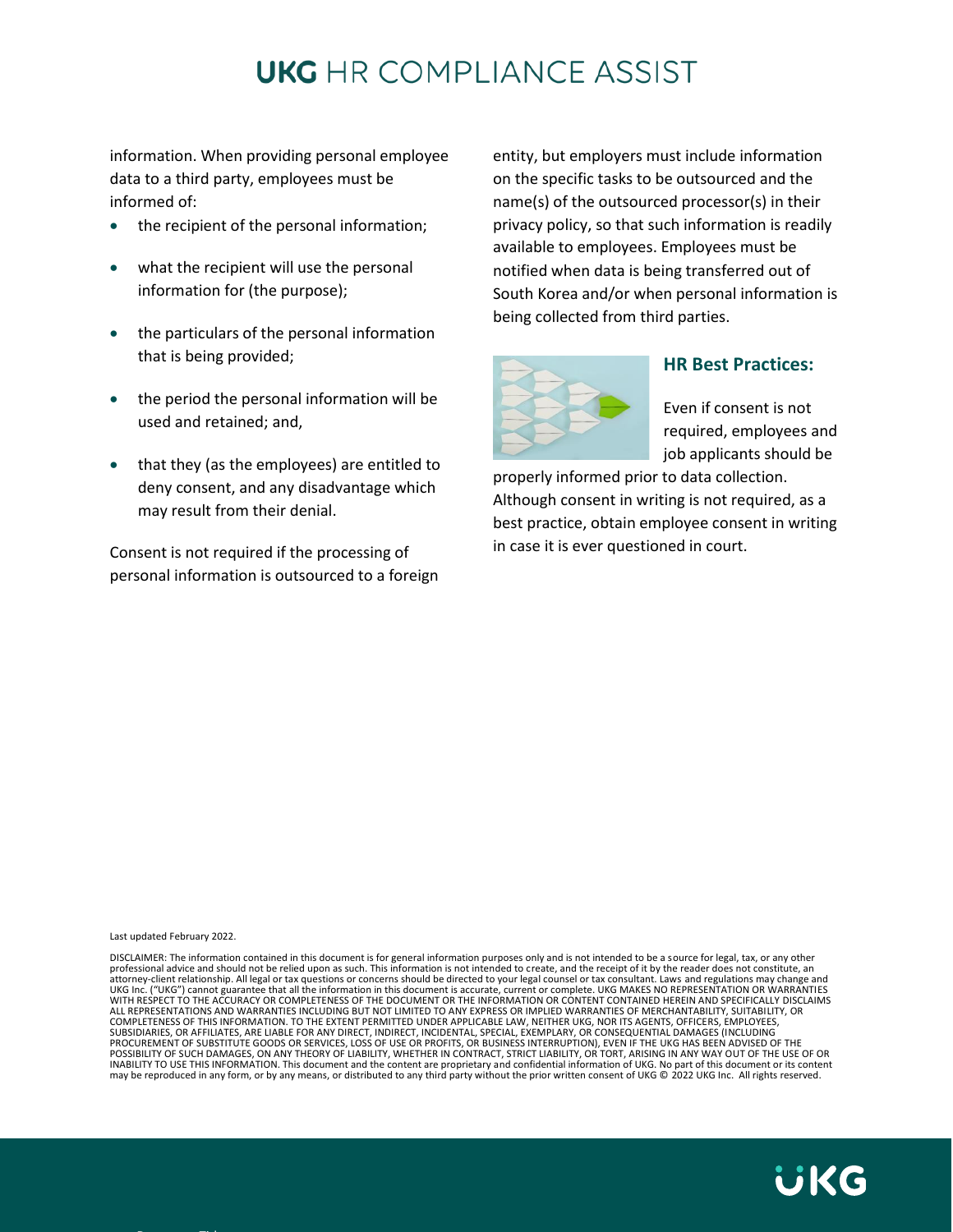information. When providing personal employee data to a third party, employees must be informed of:

- the recipient of the personal information;
- what the recipient will use the personal information for (the purpose);
- the particulars of the personal information that is being provided;
- the period the personal information will be used and retained; and,
- that they (as the employees) are entitled to deny consent, and any disadvantage which may result from their denial.

Consent is not required if the processing of personal information is outsourced to a foreign entity, but employers must include information on the specific tasks to be outsourced and the name(s) of the outsourced processor(s) in their privacy policy, so that such information is readily available to employees. Employees must be notified when data is being transferred out of South Korea and/or when personal information is being collected from third parties.

### HR Best Practices:

Even if consent is not required, employees and job applicants should be properly informed prior to data collection. Although consent in writing is not required, as a best practice, obtain employee consent in writing in case it is ever questioned in court.

Last updated February 2022.

DISCLAIMER: The information contained in this document is for general information purposes only and is not intended to be a source for legal, tax, or any other professional advice and should not be relied upon as such. This information is not intended to create, and the receipt of it by the reader does not constitute, an attorney-client relationship. All legal or tax questions or concerns should be directed to your legal counsel or tax consultant. Laws and regulations may change and UKG Inc. ("UKG") cannot guarantee that all the information in this document is accurate, current or complete. UKG MAKES NO REPRESENTATION OR WARRANTIES WITH RESPECT TO THE ACCURACY OR COMPLETENESS OF THE DOCUMENT OR THE INFORMATION OR CONTENT CONTAINED HEREIN AND SPECIFICALLY DISCLAIMS ALL REPRESENTATIONS AND WARRANTIES INCLUDING BUT NOT LIMITED TO ANY EXPRESS OR IMPLIED WARRANTIES OF MERCHANTABILITY, SUITABILITY, OR COMPLETENESS OF THIS INFORMATION. TO THE EXTENT PERMITTED UNDER APPLICABLE LAW, NEITHER UKG, NOR ITS AGENTS, OFFICERS, EMPLOYEES, SUBSIDIARIES, OR AFFILIATES, ARE LIABLE FOR ANY DIRECT, INDIRECT, INCIDENTAL, SPECIAL, EXEMPLARY, OR CONSEQUENTIAL DAMAGES (INCLUDING PROCUREMENT OF SUBSTITUTE GOODS OR SERVICES, LOSS OF USE OR PROFITS, OR BUSINESS INTERRUPTION), EVEN IF THE UKG HAS BEEN ADVISED OF THE POSSIBILITY OF SUCH DAMAGES, ON ANY THEORY OF LIABILITY, WHETHER IN CONTRACT, STRICT LIABILITY, OR TORT, ARISING IN ANY WAY OUT OF THE USE OF OR INABILITY TO USE THIS INFORMATION. This document and the content are proprietary and confidential information of UKG. No part of this document or its content may be reproduced in any form, or by any means, or distributed to any third party without the prior written consent of UKG © 2022 UKG Inc. All rights reserved.